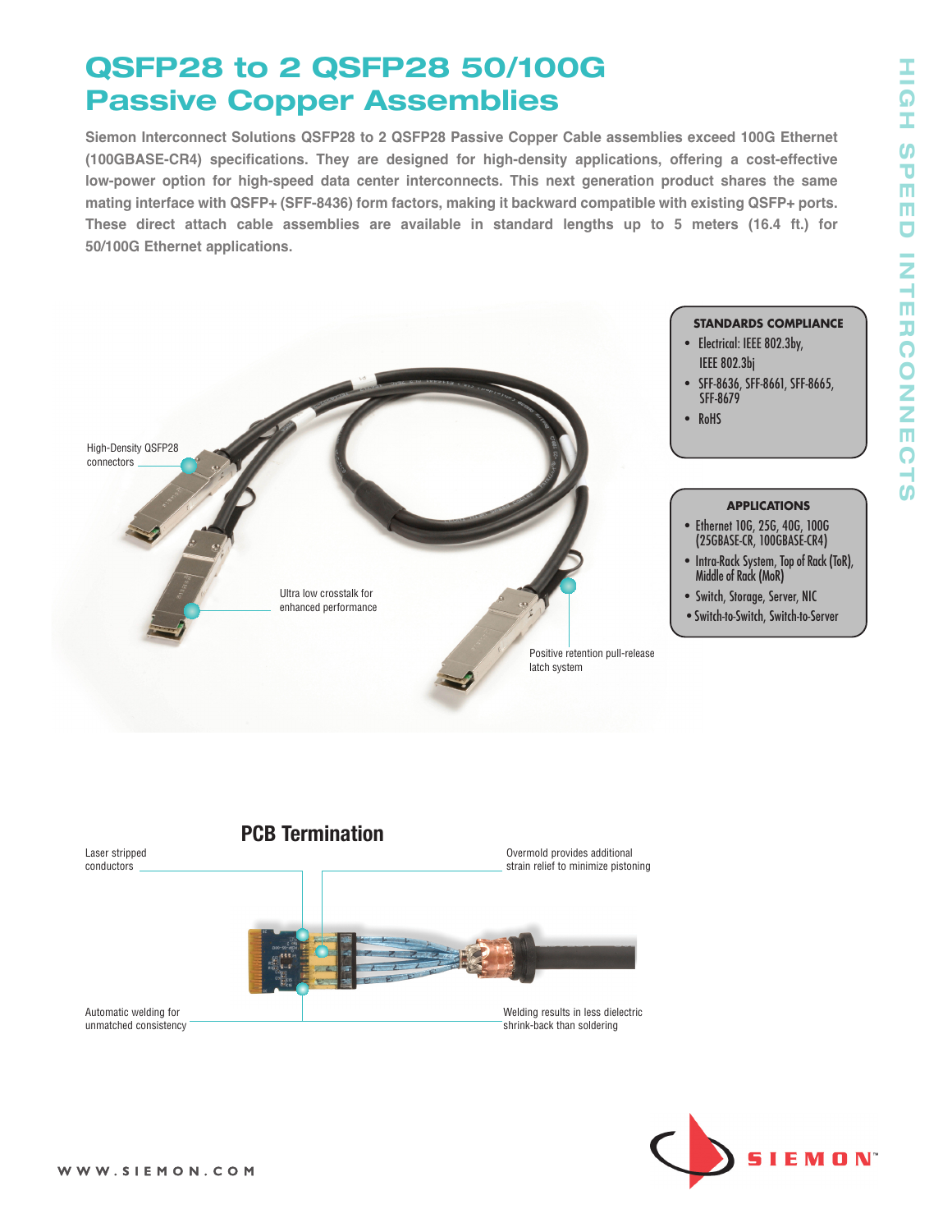# QSFP28 to 2 QSFP28 50/100G Passive Copper Assemblies

**Siemon Interconnect Solutions QSFP28 to 2 QSFP28 Passive Copper Cable assemblies exceed 100G Ethernet (100GBASE-CR4) specifications. They are designed for high-density applications, offering a cost-effective low-power option for high-speed data center interconnects. This next generation product shares the same mating interface with QSFP+ (SFF-8436) form factors, making it backward compatible with existing QSFP+ ports. These direct attach cable assemblies are available in standard lengths up to 5 meters (16.4 ft.) for 50/100G Ethernet applications.**

High-Density QSFP28 connectors

Ultra low crosstalk for enhanced performance

Positive retention pull-release latch system

### STANDARDS COMPLIANCE

- Electrical: IEEE 802.3by, IEEE 802.3bj
- SFF-8636, SFF-8661, SFF-8665, SFF-8679
- RoHS

### APPLICATIONS

- Ethernet 10G, 25G, 40G, 100G (25GBASE-CR, 100GBASE-CR4)
- Intra-Rack System, Top of Rack (ToR), Middle of Rack (MoR)
- Switch, Storage, Server, NIC
- Switch-to-Switch, Switch-to-Server

## PCB Termination

Laser stripped conductors

Overmold provides additional strain relief to minimize pistoning

Automatic welding for unmatched consistency

Welding results in less dielectric shrink-back than soldering

HIGH SPEED INTERCONNECTS

WWW.SIEMON.COM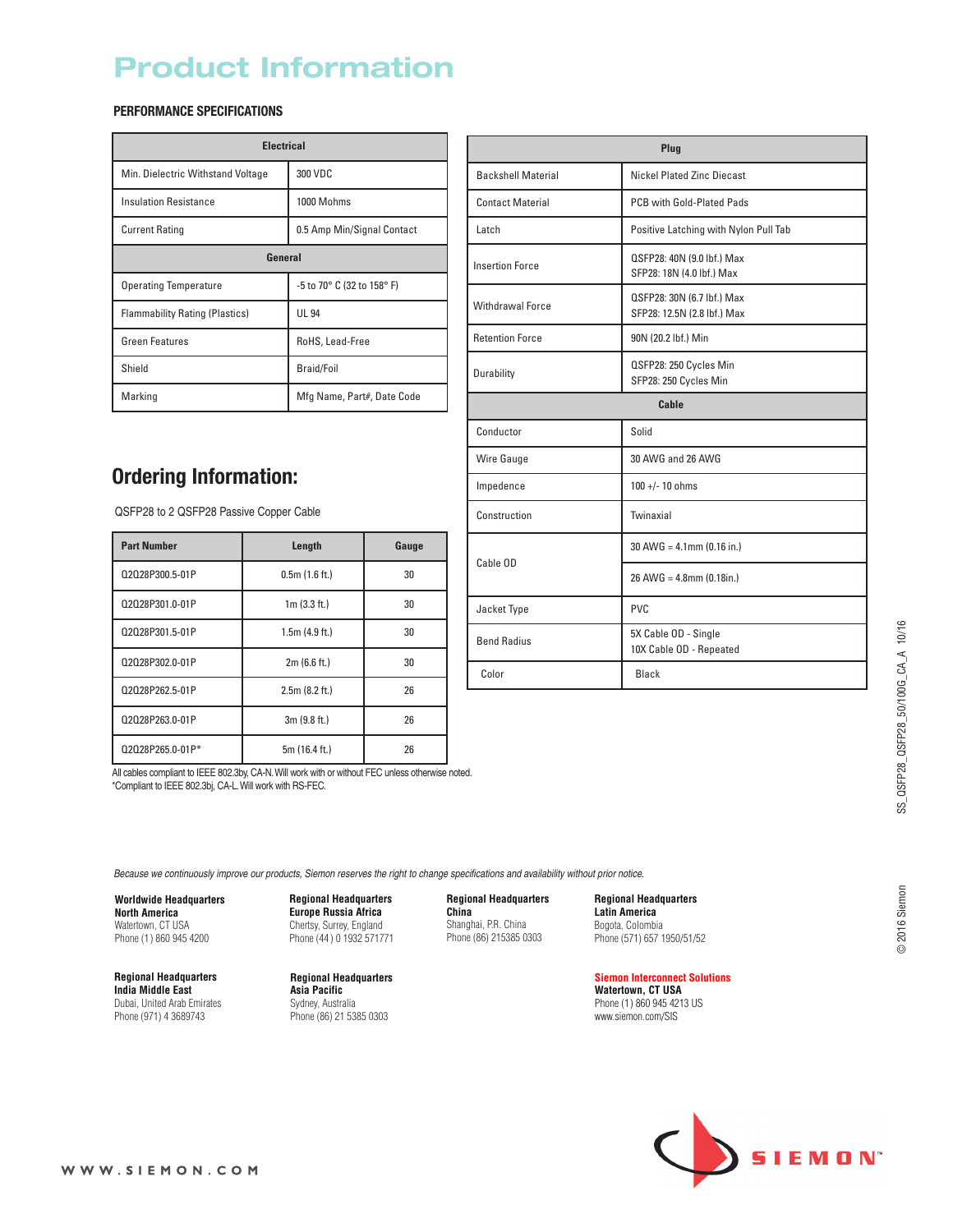# Product Information

## PERFORMANCE SPECIFICATIONS

| Electrical | |
|---|---|
| Min. Dielectric Withstand Voltage | 300 VDC |
| Insulation Resistance | 1000 Mohms |
| Current Rating | 0.5 Amp Min/Signal Contact |
| **General** | |
| Operating Temperature | -5 to 70° C (32 to 158° F) |
| Flammability Rating (Plastics) | UL 94 |
| Green Features | RoHS, Lead-Free |
| Shield | Braid/Foil |
| Marking | Mfg Name, Part#, Date Code |

| Plug | |
|---|---|
| Backshell Material | Nickel Plated Zinc Diecast |
| Contact Material | PCB with Gold-Plated Pads |
| Latch | Positive Latching with Nylon Pull Tab |
| Insertion Force | QSFP28: 40N (9.0 lbf.) Max<br>SFP28: 18N (4.0 lbf.) Max |
| Withdrawal Force | QSFP28: 30N (6.7 lbf.) Max<br>SFP28: 12.5N (2.8 lbf.) Max |
| Retention Force | 90N (20.2 lbf.) Min |
| Durability | QSFP28: 250 Cycles Min<br>SFP28: 250 Cycles Min |
| **Cable** | |
| Conductor | Solid |
| Wire Gauge | 30 AWG and 26 AWG |
| Impedence | 100 +/- 10 ohms |
| Construction | Twinaxial |
| Cable OD | 30 AWG = 4.1mm (0.16 in.)<br>26 AWG = 4.8mm (0.18in.) |
| Jacket Type | PVC |
| Bend Radius | 5X Cable OD - Single<br>10X Cable OD - Repeated |
| Color | Black |

## Ordering Information:

QSFP28 to 2 QSFP28 Passive Copper Cable

| Part Number | Length | Gauge |
|---|---|---|
| Q2Q28P300.5-01P | 0.5m (1.6 ft.) | 30 |
| Q2Q28P301.0-01P | 1m (3.3 ft.) | 30 |
| Q2Q28P301.5-01P | 1.5m (4.9 ft.) | 30 |
| Q2Q28P302.0-01P | 2m (6.6 ft.) | 30 |
| Q2Q28P262.5-01P | 2.5m (8.2 ft.) | 26 |
| Q2Q28P263.0-01P | 3m (9.8 ft.) | 26 |
| Q2Q28P265.0-01P* | 5m (16.4 ft.) | 26 |

All cables compliant to IEEE 802.3by, CA-N. Will work with or without FEC unless otherwise noted.
*Compliant to IEEE 802.3bj, CA-L. Will work with RS-FEC.

*Because we continuously improve our products, Siemon reserves the right to change specifications and availability without prior notice.*

**Worldwide Headquarters**
**North America**
Watertown, CT USA
Phone (1) 860 945 4200

**Regional Headquarters**
**Europe Russia Africa**
Chertsy, Surrey, England
Phone (44) 0 1932 571771

**Regional Headquarters**
**China**
Shanghai, P.R. China
Phone (86) 215385 0303

**Regional Headquarters**
**Latin America**
Bogota, Colombia
Phone (571) 657 1950/51/52

**Regional Headquarters**
**India Middle East**
Dubai, United Arab Emirates
Phone (971) 4 3689743

**Regional Headquarters**
**Asia Pacific**
Sydney, Australia
Phone (86) 21 5385 0303

**Siemon Interconnect Solutions**
**Watertown, CT USA**
Phone (1) 860 945 4213 US
www.siemon.com/SIS

SS_QSFP28_QSFP28_50/100G_CA_A 10/16

© 2016 Siemon

WWW.SIEMON.COM

SIEMON™